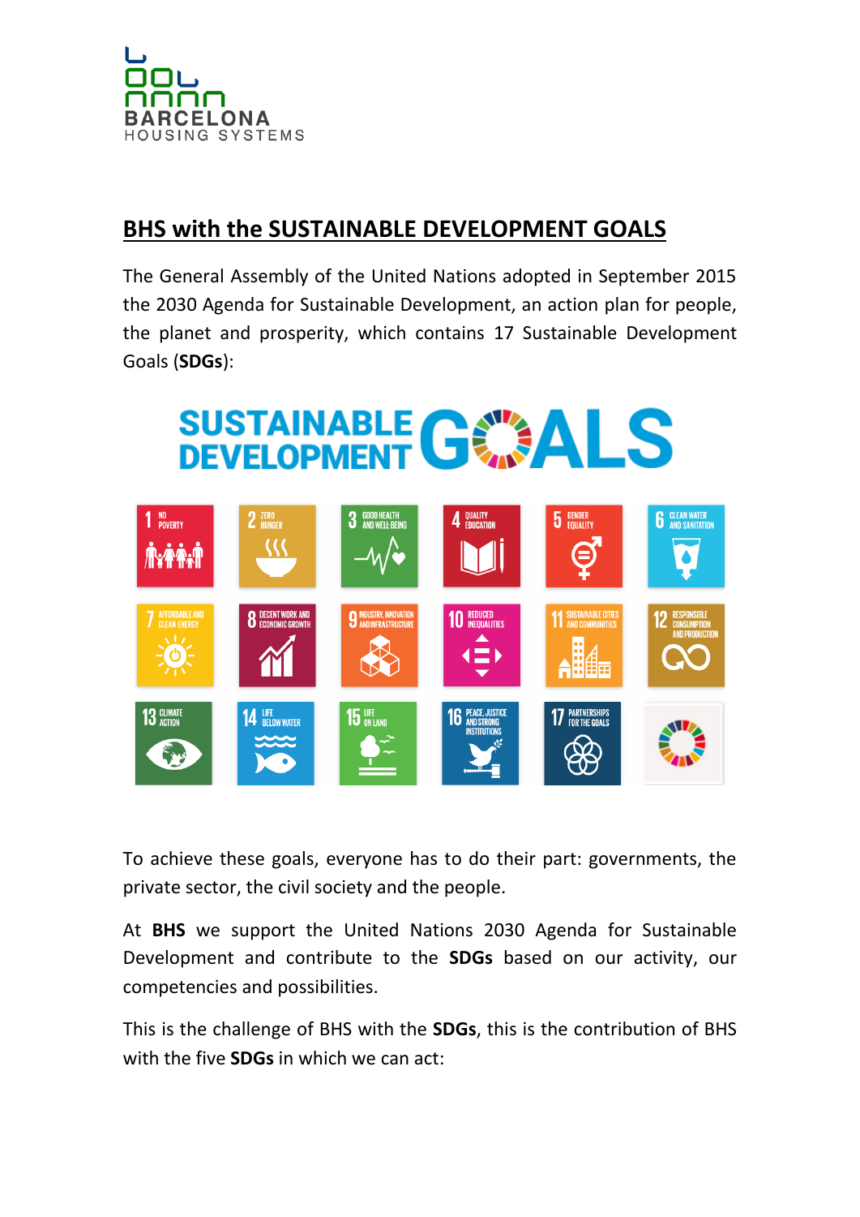BARCELONA
HOUSING SYSTEMS

# BHS with the SUSTAINABLE DEVELOPMENT GOALS

The General Assembly of the United Nations adopted in September 2015 the 2030 Agenda for Sustainable Development, an action plan for people, the planet and prosperity, which contains 17 Sustainable Development Goals (**SDGs**):

SUSTAINABLE DEVELOPMENT GOALS

1 NO POVERTY
2 ZERO HUNGER
3 GOOD HEALTH AND WELL-BEING
4 QUALITY EDUCATION
5 GENDER EQUALITY
6 CLEAN WATER AND SANITATION
7 AFFORDABLE AND CLEAN ENERGY
8 DECENT WORK AND ECONOMIC GROWTH
9 INDUSTRY, INNOVATION AND INFRASTRUCTURE
10 REDUCED INEQUALITIES
11 SUSTAINABLE CITIES AND COMMUNITIES
12 RESPONSIBLE CONSUMPTION AND PRODUCTION
13 CLIMATE ACTION
14 LIFE BELOW WATER
15 LIFE ON LAND
16 PEACE, JUSTICE AND STRONG INSTITUTIONS
17 PARTNERSHIPS FOR THE GOALS

To achieve these goals, everyone has to do their part: governments, the private sector, the civil society and the people.

At **BHS** we support the United Nations 2030 Agenda for Sustainable Development and contribute to the **SDGs** based on our activity, our competencies and possibilities.

This is the challenge of BHS with the **SDGs**, this is the contribution of BHS with the five **SDGs** in which we can act: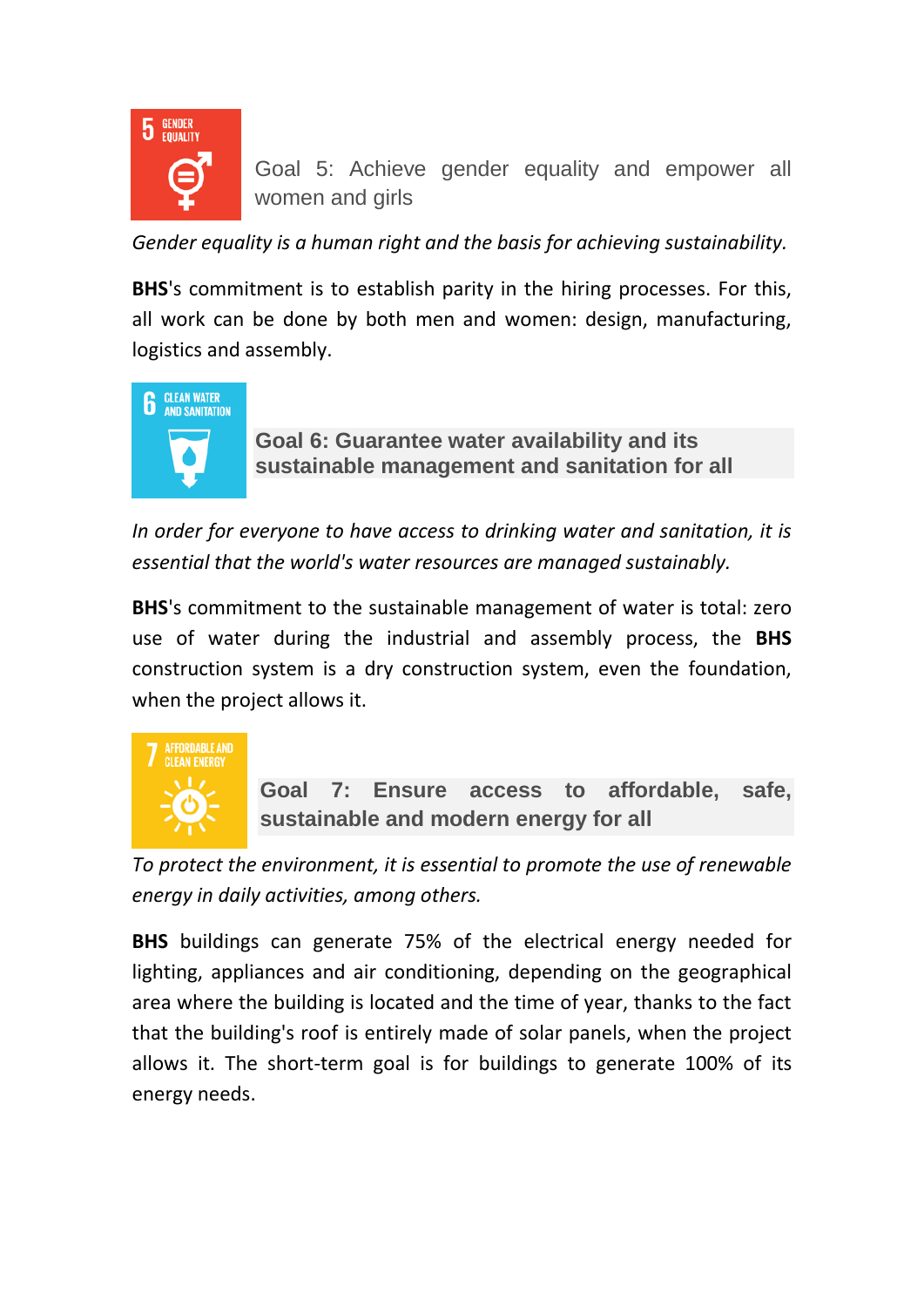## Goal 5: Achieve gender equality and empower all women and girls

*Gender equality is a human right and the basis for achieving sustainability.*

**BHS**'s commitment is to establish parity in the hiring processes. For this, all work can be done by both men and women: design, manufacturing, logistics and assembly.

## Goal 6: Guarantee water availability and its sustainable management and sanitation for all

*In order for everyone to have access to drinking water and sanitation, it is essential that the world's water resources are managed sustainably.*

**BHS**'s commitment to the sustainable management of water is total: zero use of water during the industrial and assembly process, the **BHS** construction system is a dry construction system, even the foundation, when the project allows it.

## Goal 7: Ensure access to affordable, safe, sustainable and modern energy for all

*To protect the environment, it is essential to promote the use of renewable energy in daily activities, among others.*

**BHS** buildings can generate 75% of the electrical energy needed for lighting, appliances and air conditioning, depending on the geographical area where the building is located and the time of year, thanks to the fact that the building's roof is entirely made of solar panels, when the project allows it. The short-term goal is for buildings to generate 100% of its energy needs.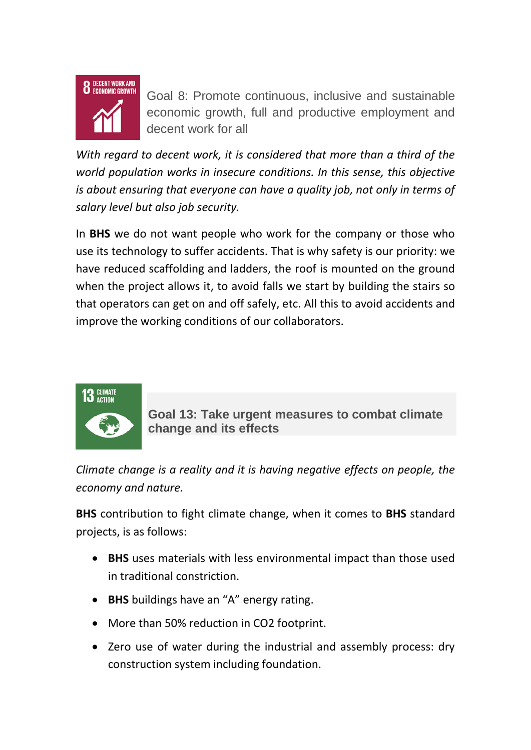## Goal 8: Promote continuous, inclusive and sustainable economic growth, full and productive employment and decent work for all

*With regard to decent work, it is considered that more than a third of the world population works in insecure conditions. In this sense, this objective is about ensuring that everyone can have a quality job, not only in terms of salary level but also job security.*

In **BHS** we do not want people who work for the company or those who use its technology to suffer accidents. That is why safety is our priority: we have reduced scaffolding and ladders, the roof is mounted on the ground when the project allows it, to avoid falls we start by building the stairs so that operators can get on and off safely, etc. All this to avoid accidents and improve the working conditions of our collaborators.

## Goal 13: Take urgent measures to combat climate change and its effects

*Climate change is a reality and it is having negative effects on people, the economy and nature.*

**BHS** contribution to fight climate change, when it comes to **BHS** standard projects, is as follows:

- **BHS** uses materials with less environmental impact than those used in traditional constriction.
- **BHS** buildings have an "A" energy rating.
- More than 50% reduction in $CO_2$ footprint.
- Zero use of water during the industrial and assembly process: dry construction system including foundation.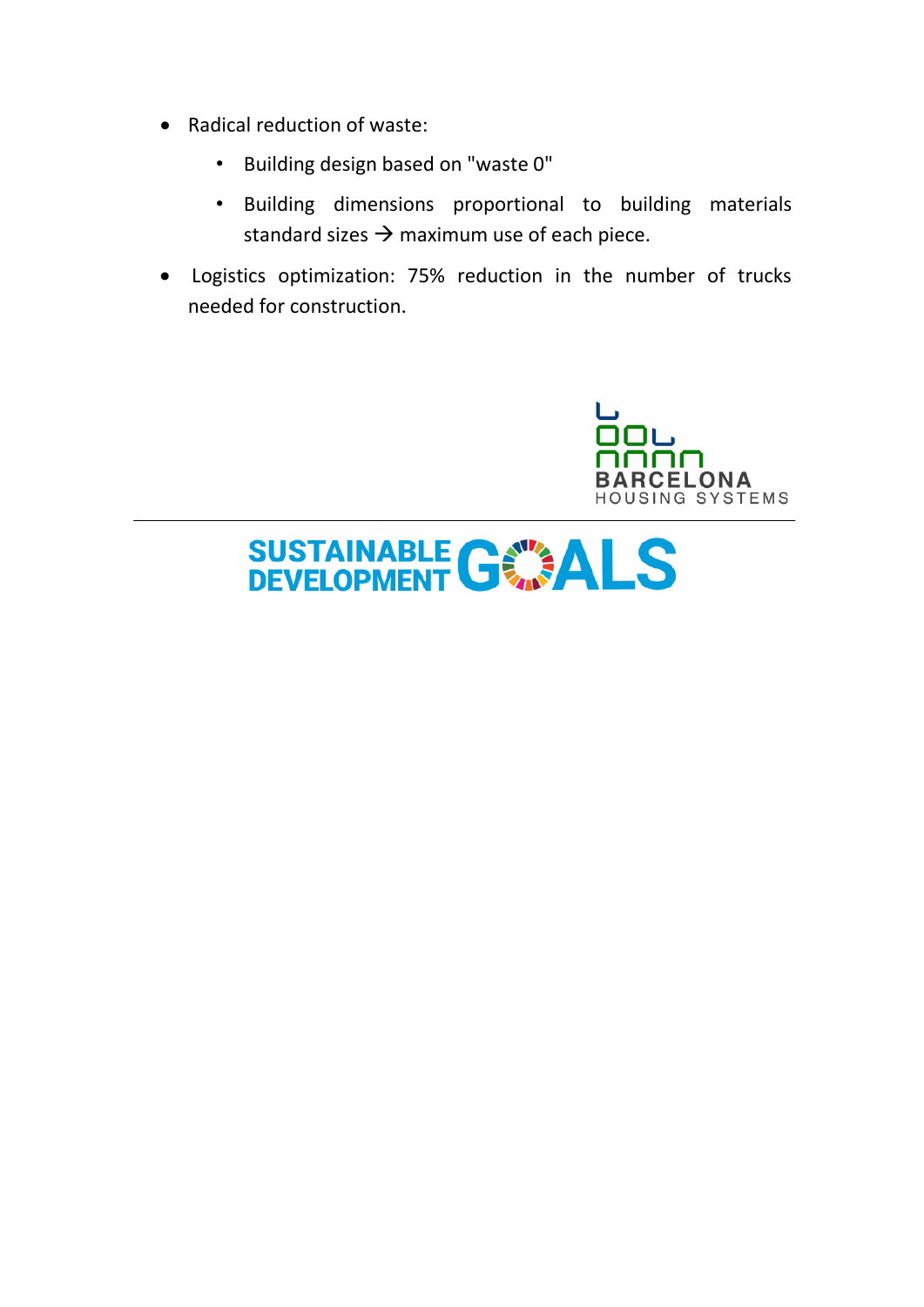- Radical reduction of waste:
  - Building design based on "waste 0"
  - Building dimensions proportional to building materials standard sizes → maximum use of each piece.
- Logistics optimization: 75% reduction in the number of trucks needed for construction.

BARCELONA
HOUSING SYSTEMS

SUSTAINABLE DEVELOPMENT GOALS